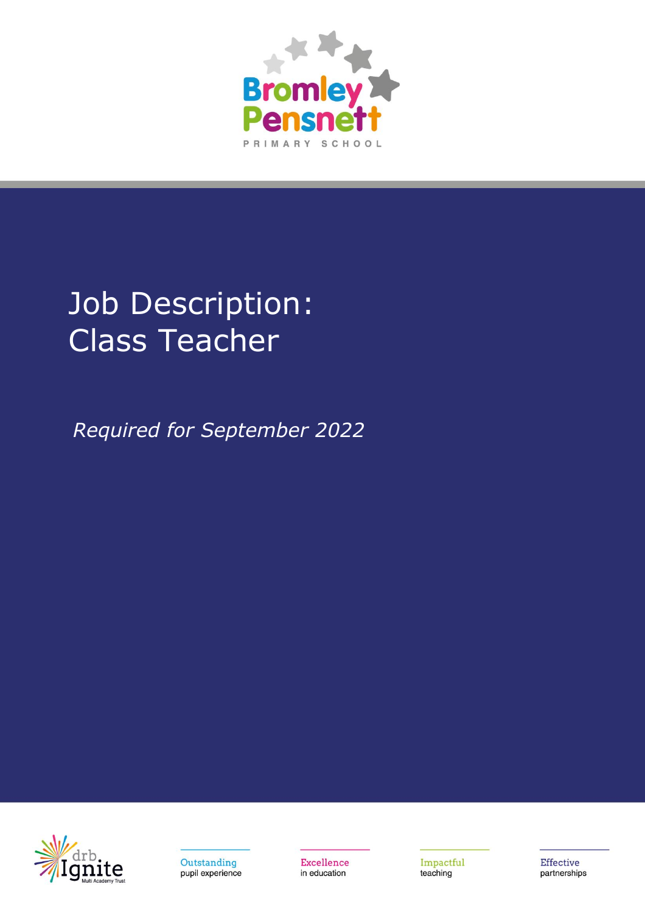Bromley Pensnett

PRIMARY SCHOOL

# Job Description: Class Teacher

*Required for September 2022*

drb Ignite Multi Academy Trust

Outstanding pupil experience

Excellence in education

Impactful teaching

Effective partnerships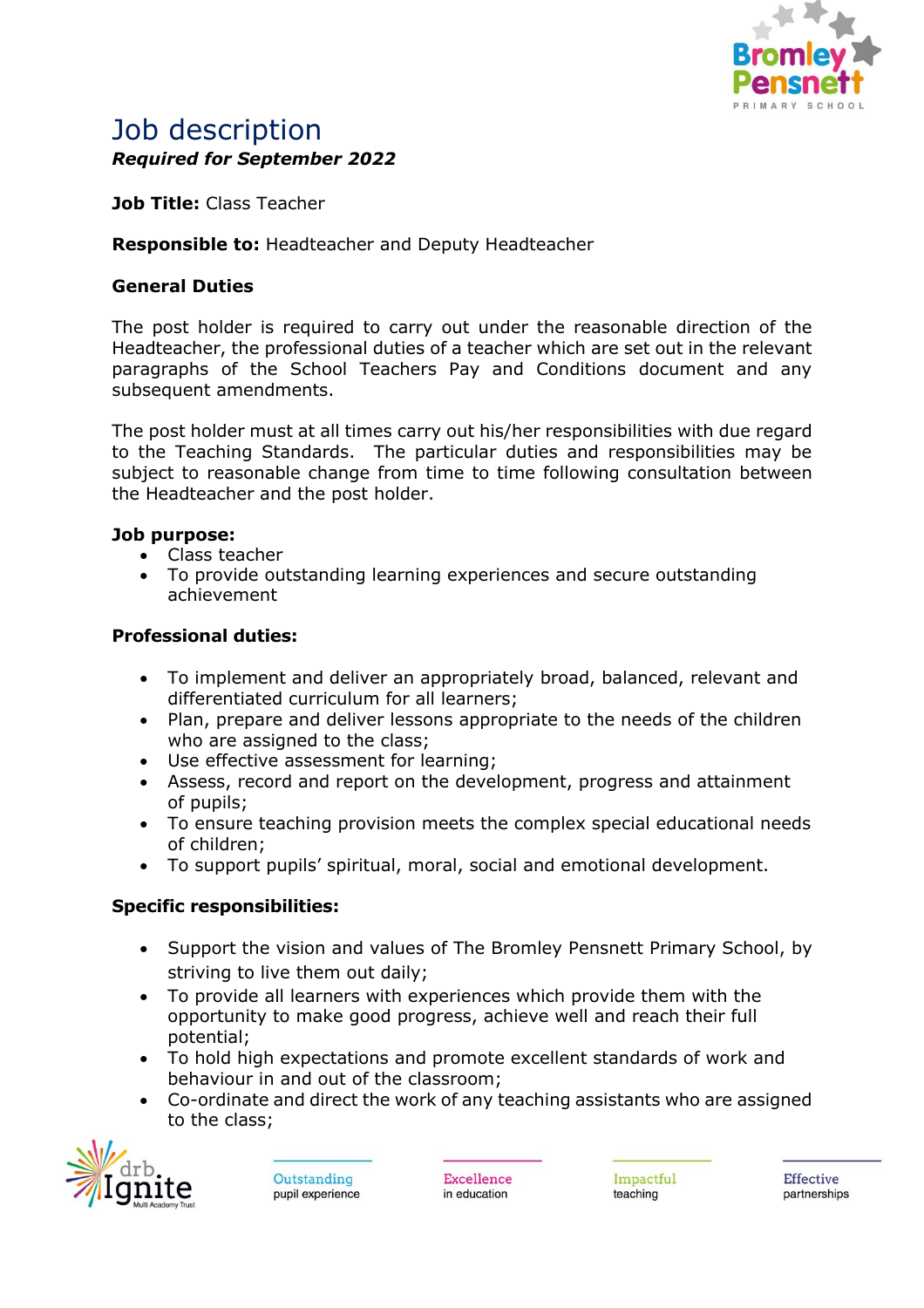# Job description

***Required for September 2022***

**Job Title:** Class Teacher

**Responsible to:** Headteacher and Deputy Headteacher

**General Duties**

The post holder is required to carry out under the reasonable direction of the Headteacher, the professional duties of a teacher which are set out in the relevant paragraphs of the School Teachers Pay and Conditions document and any subsequent amendments.

The post holder must at all times carry out his/her responsibilities with due regard to the Teaching Standards. The particular duties and responsibilities may be subject to reasonable change from time to time following consultation between the Headteacher and the post holder.

**Job purpose:**

- Class teacher
- To provide outstanding learning experiences and secure outstanding achievement

**Professional duties:**

- To implement and deliver an appropriately broad, balanced, relevant and differentiated curriculum for all learners;
- Plan, prepare and deliver lessons appropriate to the needs of the children who are assigned to the class;
- Use effective assessment for learning;
- Assess, record and report on the development, progress and attainment of pupils;
- To ensure teaching provision meets the complex special educational needs of children;
- To support pupils' spiritual, moral, social and emotional development.

**Specific responsibilities:**

- Support the vision and values of The Bromley Pensnett Primary School, by striving to live them out daily;
- To provide all learners with experiences which provide them with the opportunity to make good progress, achieve well and reach their full potential;
- To hold high expectations and promote excellent standards of work and behaviour in and out of the classroom;
- Co-ordinate and direct the work of any teaching assistants who are assigned to the class;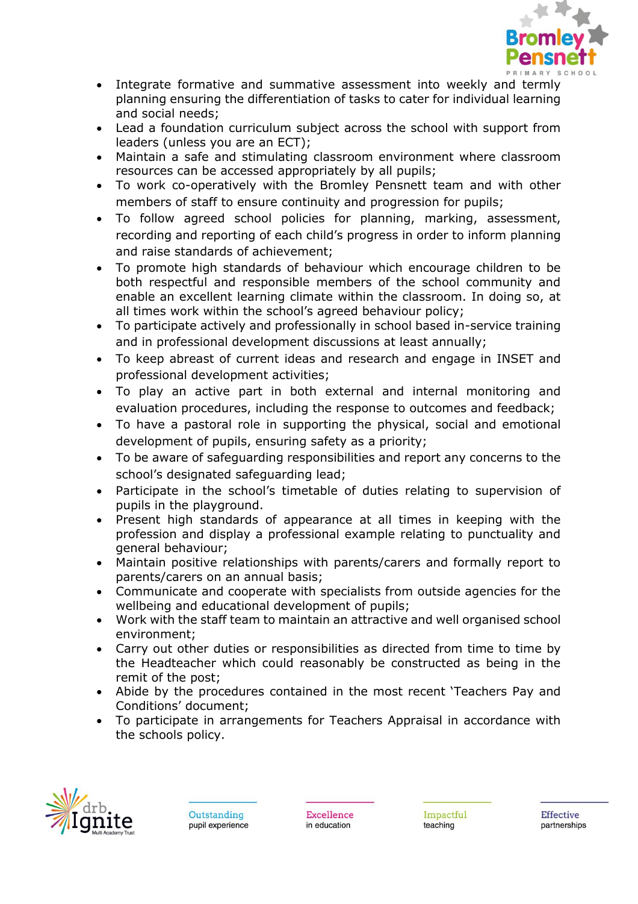- Integrate formative and summative assessment into weekly and termly planning ensuring the differentiation of tasks to cater for individual learning and social needs;
- Lead a foundation curriculum subject across the school with support from leaders (unless you are an ECT);
- Maintain a safe and stimulating classroom environment where classroom resources can be accessed appropriately by all pupils;
- To work co-operatively with the Bromley Pensnett team and with other members of staff to ensure continuity and progression for pupils;
- To follow agreed school policies for planning, marking, assessment, recording and reporting of each child's progress in order to inform planning and raise standards of achievement;
- To promote high standards of behaviour which encourage children to be both respectful and responsible members of the school community and enable an excellent learning climate within the classroom. In doing so, at all times work within the school's agreed behaviour policy;
- To participate actively and professionally in school based in-service training and in professional development discussions at least annually;
- To keep abreast of current ideas and research and engage in INSET and professional development activities;
- To play an active part in both external and internal monitoring and evaluation procedures, including the response to outcomes and feedback;
- To have a pastoral role in supporting the physical, social and emotional development of pupils, ensuring safety as a priority;
- To be aware of safeguarding responsibilities and report any concerns to the school's designated safeguarding lead;
- Participate in the school's timetable of duties relating to supervision of pupils in the playground.
- Present high standards of appearance at all times in keeping with the profession and display a professional example relating to punctuality and general behaviour;
- Maintain positive relationships with parents/carers and formally report to parents/carers on an annual basis;
- Communicate and cooperate with specialists from outside agencies for the wellbeing and educational development of pupils;
- Work with the staff team to maintain an attractive and well organised school environment;
- Carry out other duties or responsibilities as directed from time to time by the Headteacher which could reasonably be constructed as being in the remit of the post;
- Abide by the procedures contained in the most recent 'Teachers Pay and Conditions' document;
- To participate in arrangements for Teachers Appraisal in accordance with the schools policy.